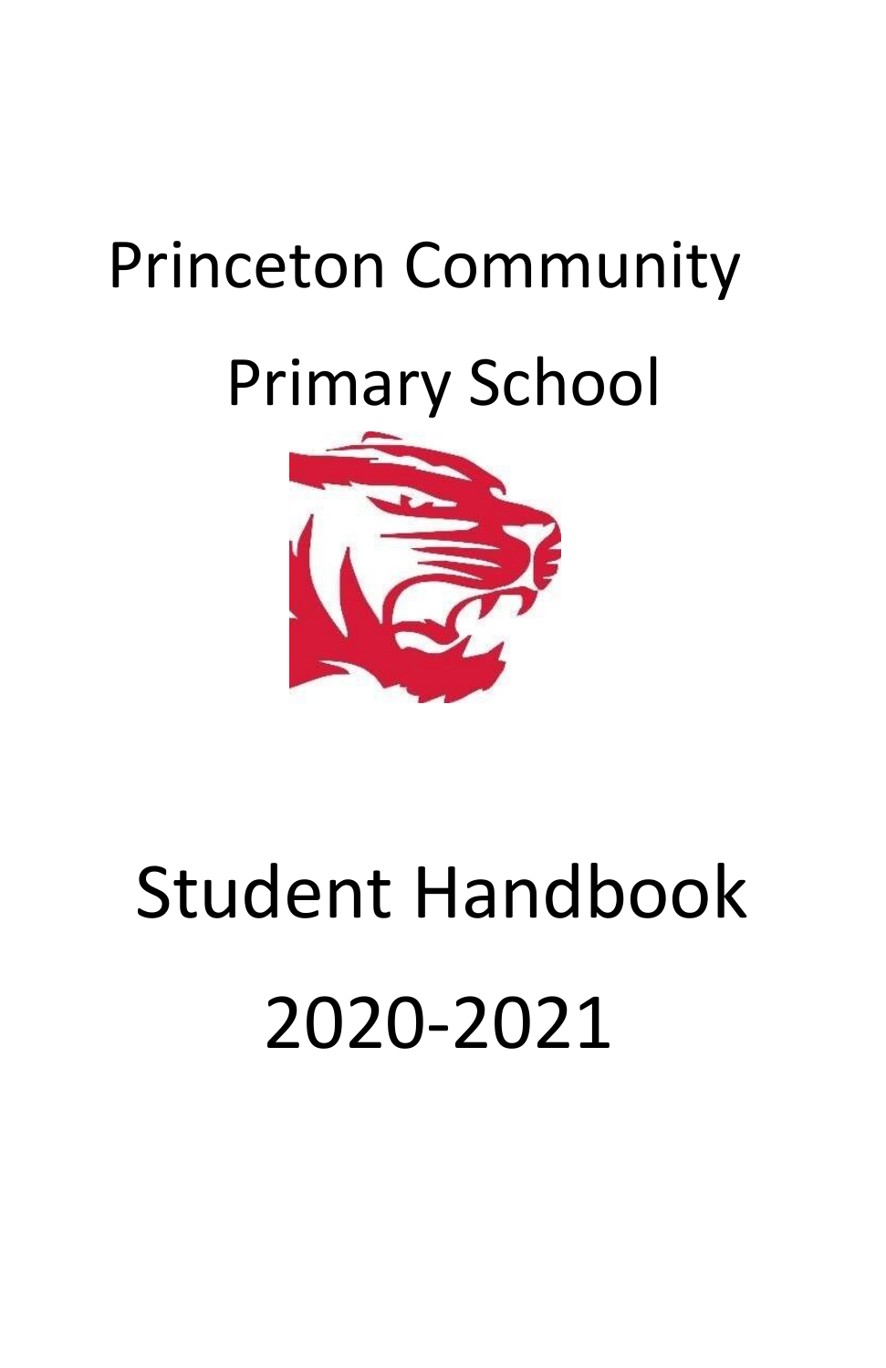# Princeton Community Primary School

# Student Handbook 2020-2021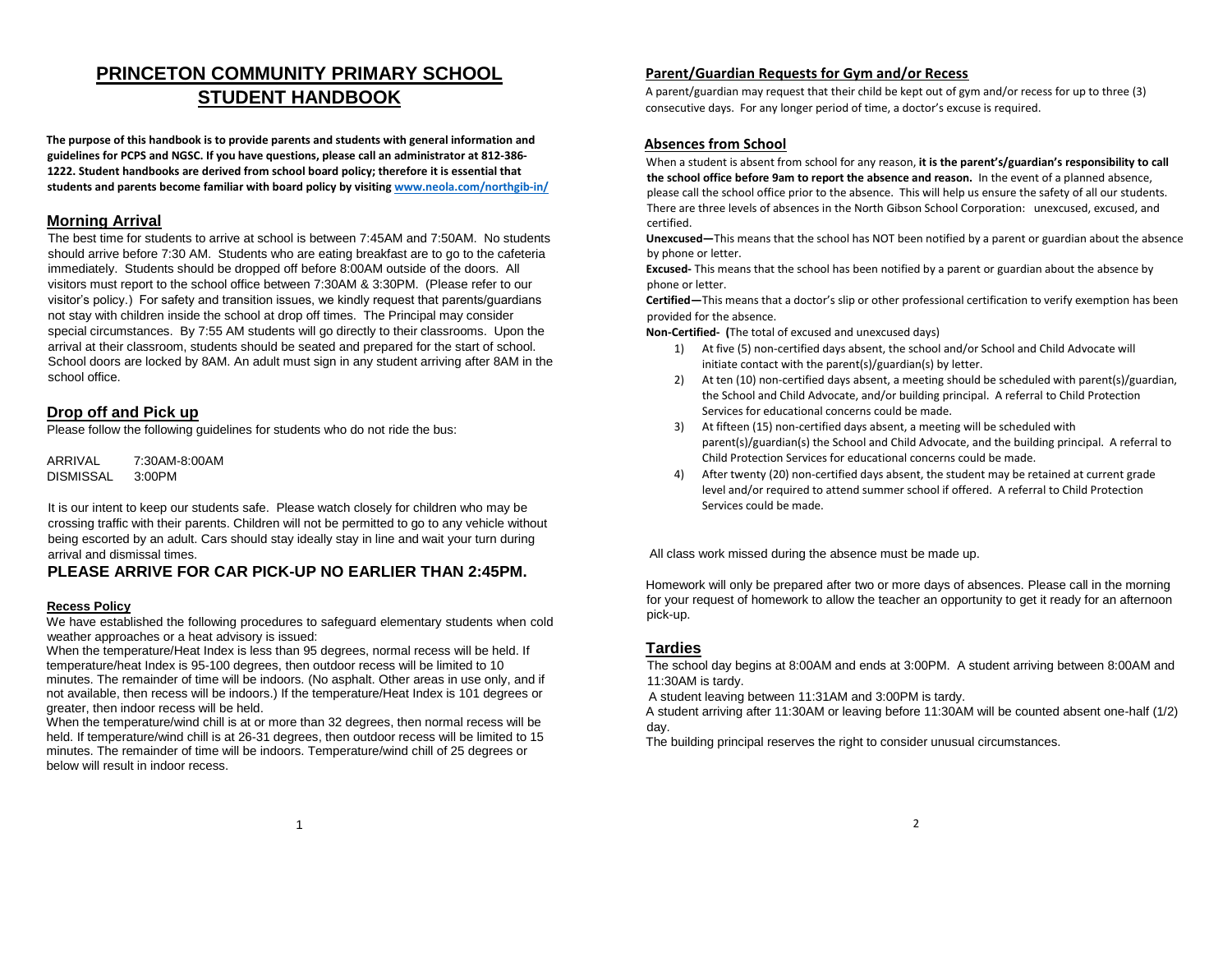# PRINCETON COMMUNITY PRIMARY SCHOOL STUDENT HANDBOOK

**The purpose of this handbook is to provide parents and students with general information and guidelines for PCPS and NGSC. If you have questions, please call an administrator at 812-386-1222. Student handbooks are derived from school board policy; therefore it is essential that students and parents become familiar with board policy by visiting www.neola.com/northgib-in/**

## Morning Arrival

The best time for students to arrive at school is between 7:45AM and 7:50AM. No students should arrive before 7:30 AM. Students who are eating breakfast are to go to the cafeteria immediately. Students should be dropped off before 8:00AM outside of the doors. All visitors must report to the school office between 7:30AM & 3:30PM. (Please refer to our visitor's policy.) For safety and transition issues, we kindly request that parents/guardians not stay with children inside the school at drop off times. The Principal may consider special circumstances. By 7:55 AM students will go directly to their classrooms. Upon the arrival at their classroom, students should be seated and prepared for the start of school. School doors are locked by 8AM. An adult must sign in any student arriving after 8AM in the school office.

## Drop off and Pick up

Please follow the following guidelines for students who do not ride the bus:

ARRIVAL 7:30AM-8:00AM
DISMISSAL 3:00PM

It is our intent to keep our students safe. Please watch closely for children who may be crossing traffic with their parents. Children will not be permitted to go to any vehicle without being escorted by an adult. Cars should stay ideally stay in line and wait your turn during arrival and dismissal times.

**PLEASE ARRIVE FOR CAR PICK-UP NO EARLIER THAN 2:45PM.**

### Recess Policy

We have established the following procedures to safeguard elementary students when cold weather approaches or a heat advisory is issued:

When the temperature/Heat Index is less than 95 degrees, normal recess will be held. If temperature/heat Index is 95-100 degrees, then outdoor recess will be limited to 10 minutes. The remainder of time will be indoors. (No asphalt. Other areas in use only, and if not available, then recess will be indoors.) If the temperature/Heat Index is 101 degrees or greater, then indoor recess will be held.

When the temperature/wind chill is at or more than 32 degrees, then normal recess will be held. If temperature/wind chill is at 26-31 degrees, then outdoor recess will be limited to 15 minutes. The remainder of time will be indoors. Temperature/wind chill of 25 degrees or below will result in indoor recess.

## Parent/Guardian Requests for Gym and/or Recess

A parent/guardian may request that their child be kept out of gym and/or recess for up to three (3) consecutive days. For any longer period of time, a doctor's excuse is required.

## Absences from School

When a student is absent from school for any reason, **it is the parent's/guardian's responsibility to call the school office before 9am to report the absence and reason.** In the event of a planned absence, please call the school office prior to the absence. This will help us ensure the safety of all our students. There are three levels of absences in the North Gibson School Corporation: unexcused, excused, and certified.

**Unexcused—**This means that the school has NOT been notified by a parent or guardian about the absence by phone or letter.

**Excused-** This means that the school has been notified by a parent or guardian about the absence by phone or letter.

**Certified—**This means that a doctor's slip or other professional certification to verify exemption has been provided for the absence.

**Non-Certified- (**The total of excused and unexcused days)

1) At five (5) non-certified days absent, the school and/or School and Child Advocate will initiate contact with the parent(s)/guardian(s) by letter.
2) At ten (10) non-certified days absent, a meeting should be scheduled with parent(s)/guardian, the School and Child Advocate, and/or building principal. A referral to Child Protection Services for educational concerns could be made.
3) At fifteen (15) non-certified days absent, a meeting will be scheduled with parent(s)/guardian(s) the School and Child Advocate, and the building principal. A referral to Child Protection Services for educational concerns could be made.
4) After twenty (20) non-certified days absent, the student may be retained at current grade level and/or required to attend summer school if offered. A referral to Child Protection Services could be made.

All class work missed during the absence must be made up.

Homework will only be prepared after two or more days of absences. Please call in the morning for your request of homework to allow the teacher an opportunity to get it ready for an afternoon pick-up.

## Tardies

The school day begins at 8:00AM and ends at 3:00PM. A student arriving between 8:00AM and 11:30AM is tardy.

A student leaving between 11:31AM and 3:00PM is tardy.

A student arriving after 11:30AM or leaving before 11:30AM will be counted absent one-half (1/2) day.

The building principal reserves the right to consider unusual circumstances.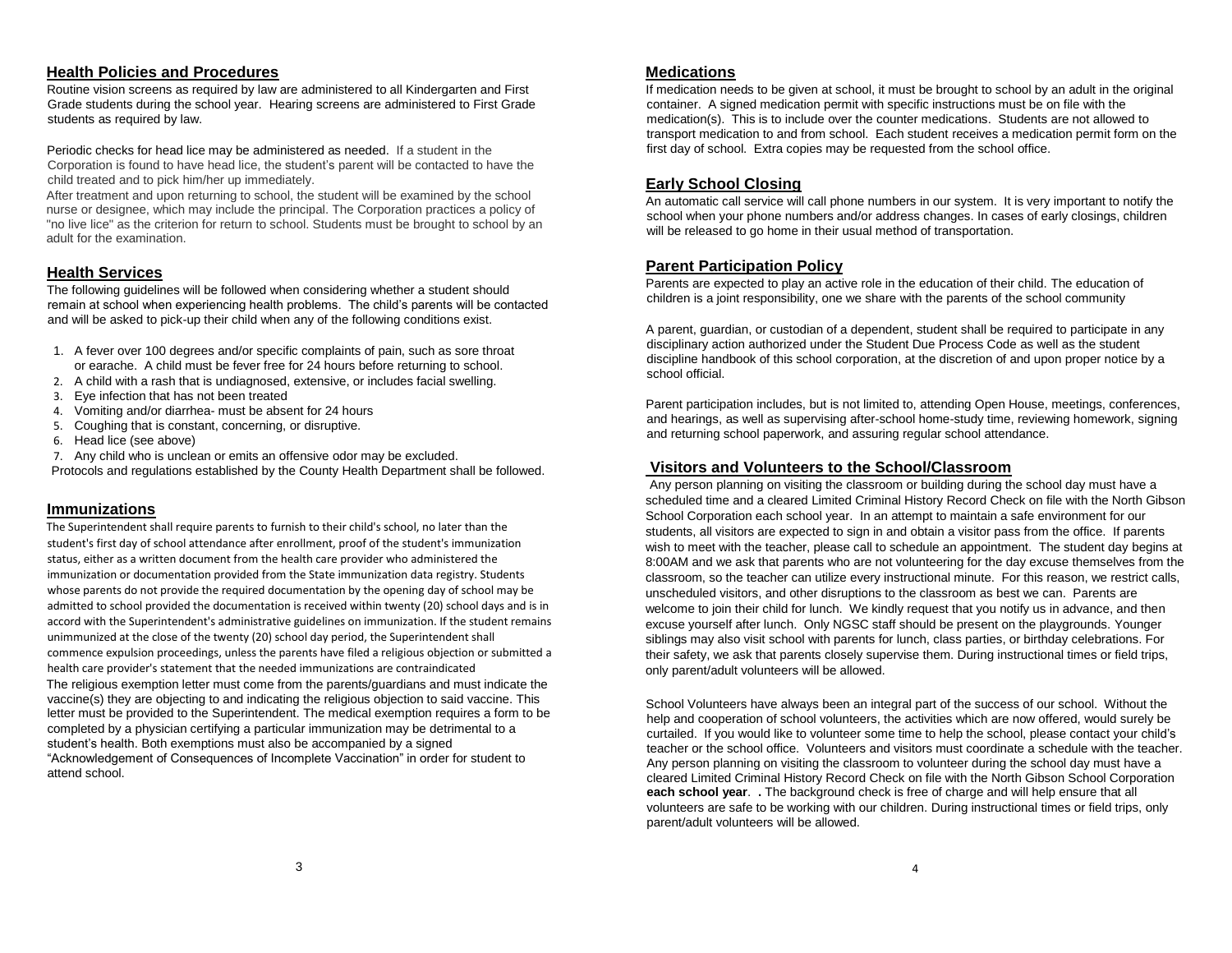## Health Policies and Procedures

Routine vision screens as required by law are administered to all Kindergarten and First Grade students during the school year. Hearing screens are administered to First Grade students as required by law.

Periodic checks for head lice may be administered as needed. If a student in the Corporation is found to have head lice, the student's parent will be contacted to have the child treated and to pick him/her up immediately.

After treatment and upon returning to school, the student will be examined by the school nurse or designee, which may include the principal. The Corporation practices a policy of "no live lice" as the criterion for return to school. Students must be brought to school by an adult for the examination.

## Health Services

The following guidelines will be followed when considering whether a student should remain at school when experiencing health problems. The child's parents will be contacted and will be asked to pick-up their child when any of the following conditions exist.

1. A fever over 100 degrees and/or specific complaints of pain, such as sore throat or earache. A child must be fever free for 24 hours before returning to school.
2. A child with a rash that is undiagnosed, extensive, or includes facial swelling.
3. Eye infection that has not been treated
4. Vomiting and/or diarrhea- must be absent for 24 hours
5. Coughing that is constant, concerning, or disruptive.
6. Head lice (see above)
7. Any child who is unclean or emits an offensive odor may be excluded.

Protocols and regulations established by the County Health Department shall be followed.

## Immunizations

The Superintendent shall require parents to furnish to their child's school, no later than the student's first day of school attendance after enrollment, proof of the student's immunization status, either as a written document from the health care provider who administered the immunization or documentation provided from the State immunization data registry. Students whose parents do not provide the required documentation by the opening day of school may be admitted to school provided the documentation is received within twenty (20) school days and is in accord with the Superintendent's administrative guidelines on immunization. If the student remains unimmunized at the close of the twenty (20) school day period, the Superintendent shall commence expulsion proceedings, unless the parents have filed a religious objection or submitted a health care provider's statement that the needed immunizations are contraindicated

The religious exemption letter must come from the parents/guardians and must indicate the vaccine(s) they are objecting to and indicating the religious objection to said vaccine. This letter must be provided to the Superintendent. The medical exemption requires a form to be completed by a physician certifying a particular immunization may be detrimental to a student's health. Both exemptions must also be accompanied by a signed "Acknowledgement of Consequences of Incomplete Vaccination" in order for student to attend school.

## Medications

If medication needs to be given at school, it must be brought to school by an adult in the original container. A signed medication permit with specific instructions must be on file with the medication(s). This is to include over the counter medications. Students are not allowed to transport medication to and from school. Each student receives a medication permit form on the first day of school. Extra copies may be requested from the school office.

## Early School Closing

An automatic call service will call phone numbers in our system. It is very important to notify the school when your phone numbers and/or address changes. In cases of early closings, children will be released to go home in their usual method of transportation.

## Parent Participation Policy

Parents are expected to play an active role in the education of their child. The education of children is a joint responsibility, one we share with the parents of the school community

A parent, guardian, or custodian of a dependent, student shall be required to participate in any disciplinary action authorized under the Student Due Process Code as well as the student discipline handbook of this school corporation, at the discretion of and upon proper notice by a school official.

Parent participation includes, but is not limited to, attending Open House, meetings, conferences, and hearings, as well as supervising after-school home-study time, reviewing homework, signing and returning school paperwork, and assuring regular school attendance.

## Visitors and Volunteers to the School/Classroom

Any person planning on visiting the classroom or building during the school day must have a scheduled time and a cleared Limited Criminal History Record Check on file with the North Gibson School Corporation each school year. In an attempt to maintain a safe environment for our students, all visitors are expected to sign in and obtain a visitor pass from the office. If parents wish to meet with the teacher, please call to schedule an appointment. The student day begins at 8:00AM and we ask that parents who are not volunteering for the day excuse themselves from the classroom, so the teacher can utilize every instructional minute. For this reason, we restrict calls, unscheduled visitors, and other disruptions to the classroom as best we can. Parents are welcome to join their child for lunch. We kindly request that you notify us in advance, and then excuse yourself after lunch. Only NGSC staff should be present on the playgrounds. Younger siblings may also visit school with parents for lunch, class parties, or birthday celebrations. For their safety, we ask that parents closely supervise them. During instructional times or field trips, only parent/adult volunteers will be allowed.

School Volunteers have always been an integral part of the success of our school. Without the help and cooperation of school volunteers, the activities which are now offered, would surely be curtailed. If you would like to volunteer some time to help the school, please contact your child's teacher or the school office. Volunteers and visitors must coordinate a schedule with the teacher. Any person planning on visiting the classroom to volunteer during the school day must have a cleared Limited Criminal History Record Check on file with the North Gibson School Corporation **each school year**. **.** The background check is free of charge and will help ensure that all volunteers are safe to be working with our children. During instructional times or field trips, only parent/adult volunteers will be allowed.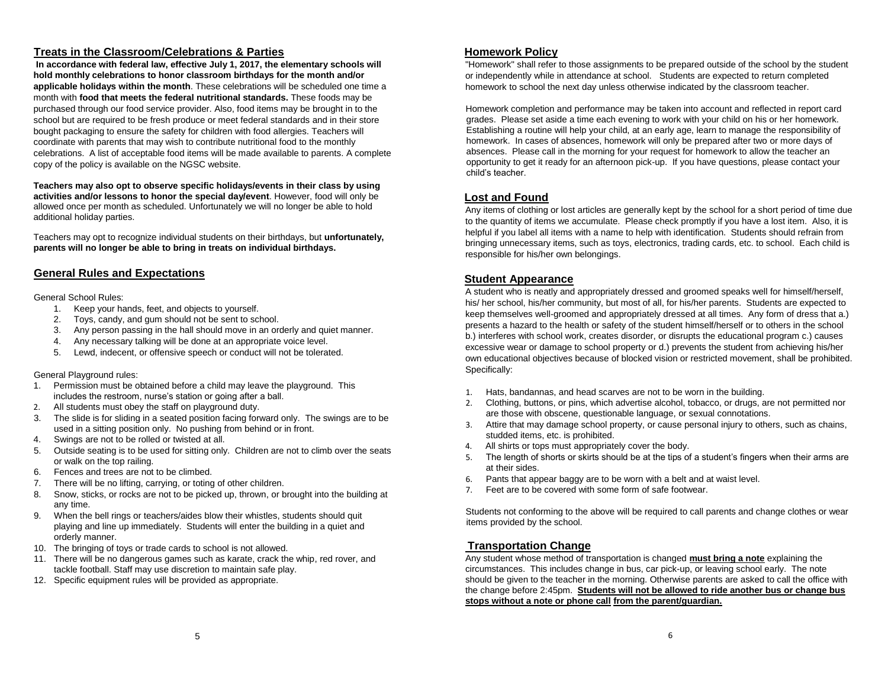## Treats in the Classroom/Celebrations & Parties

**In accordance with federal law, effective July 1, 2017, the elementary schools will hold monthly celebrations to honor classroom birthdays for the month and/or applicable holidays within the month**. These celebrations will be scheduled one time a month with **food that meets the federal nutritional standards.** These foods may be purchased through our food service provider. Also, food items may be brought in to the school but are required to be fresh produce or meet federal standards and in their store bought packaging to ensure the safety for children with food allergies. Teachers will coordinate with parents that may wish to contribute nutritional food to the monthly celebrations. A list of acceptable food items will be made available to parents. A complete copy of the policy is available on the NGSC website.

**Teachers may also opt to observe specific holidays/events in their class by using activities and/or lessons to honor the special day/event**. However, food will only be allowed once per month as scheduled. Unfortunately we will no longer be able to hold additional holiday parties.

Teachers may opt to recognize individual students on their birthdays, but **unfortunately, parents will no longer be able to bring in treats on individual birthdays.**

## General Rules and Expectations

General School Rules:

1. Keep your hands, feet, and objects to yourself.
2. Toys, candy, and gum should not be sent to school.
3. Any person passing in the hall should move in an orderly and quiet manner.
4. Any necessary talking will be done at an appropriate voice level.
5. Lewd, indecent, or offensive speech or conduct will not be tolerated.

General Playground rules:

1. Permission must be obtained before a child may leave the playground. This includes the restroom, nurse's station or going after a ball.
2. All students must obey the staff on playground duty.
3. The slide is for sliding in a seated position facing forward only. The swings are to be used in a sitting position only. No pushing from behind or in front.
4. Swings are not to be rolled or twisted at all.
5. Outside seating is to be used for sitting only. Children are not to climb over the seats or walk on the top railing.
6. Fences and trees are not to be climbed.
7. There will be no lifting, carrying, or toting of other children.
8. Snow, sticks, or rocks are not to be picked up, thrown, or brought into the building at any time.
9. When the bell rings or teachers/aides blow their whistles, students should quit playing and line up immediately. Students will enter the building in a quiet and orderly manner.
10. The bringing of toys or trade cards to school is not allowed.
11. There will be no dangerous games such as karate, crack the whip, red rover, and tackle football. Staff may use discretion to maintain safe play.
12. Specific equipment rules will be provided as appropriate.

## Homework Policy

"Homework" shall refer to those assignments to be prepared outside of the school by the student or independently while in attendance at school. Students are expected to return completed homework to school the next day unless otherwise indicated by the classroom teacher.

Homework completion and performance may be taken into account and reflected in report card grades. Please set aside a time each evening to work with your child on his or her homework. Establishing a routine will help your child, at an early age, learn to manage the responsibility of homework. In cases of absences, homework will only be prepared after two or more days of absences. Please call in the morning for your request for homework to allow the teacher an opportunity to get it ready for an afternoon pick-up. If you have questions, please contact your child's teacher.

## Lost and Found

Any items of clothing or lost articles are generally kept by the school for a short period of time due to the quantity of items we accumulate. Please check promptly if you have a lost item. Also, it is helpful if you label all items with a name to help with identification. Students should refrain from bringing unnecessary items, such as toys, electronics, trading cards, etc. to school. Each child is responsible for his/her own belongings.

## Student Appearance

A student who is neatly and appropriately dressed and groomed speaks well for himself/herself, his/ her school, his/her community, but most of all, for his/her parents. Students are expected to keep themselves well-groomed and appropriately dressed at all times. Any form of dress that a.) presents a hazard to the health or safety of the student himself/herself or to others in the school b.) interferes with school work, creates disorder, or disrupts the educational program c.) causes excessive wear or damage to school property or d.) prevents the student from achieving his/her own educational objectives because of blocked vision or restricted movement, shall be prohibited. Specifically:

1. Hats, bandannas, and head scarves are not to be worn in the building.
2. Clothing, buttons, or pins, which advertise alcohol, tobacco, or drugs, are not permitted nor are those with obscene, questionable language, or sexual connotations.
3. Attire that may damage school property, or cause personal injury to others, such as chains, studded items, etc. is prohibited.
4. All shirts or tops must appropriately cover the body.
5. The length of shorts or skirts should be at the tips of a student's fingers when their arms are at their sides.
6. Pants that appear baggy are to be worn with a belt and at waist level.
7. Feet are to be covered with some form of safe footwear.

Students not conforming to the above will be required to call parents and change clothes or wear items provided by the school.

## Transportation Change

Any student whose method of transportation is changed **must bring a note** explaining the circumstances. This includes change in bus, car pick-up, or leaving school early. The note should be given to the teacher in the morning. Otherwise parents are asked to call the office with the change before 2:45pm. **Students will not be allowed to ride another bus or change bus stops without a note or phone call from the parent/guardian.**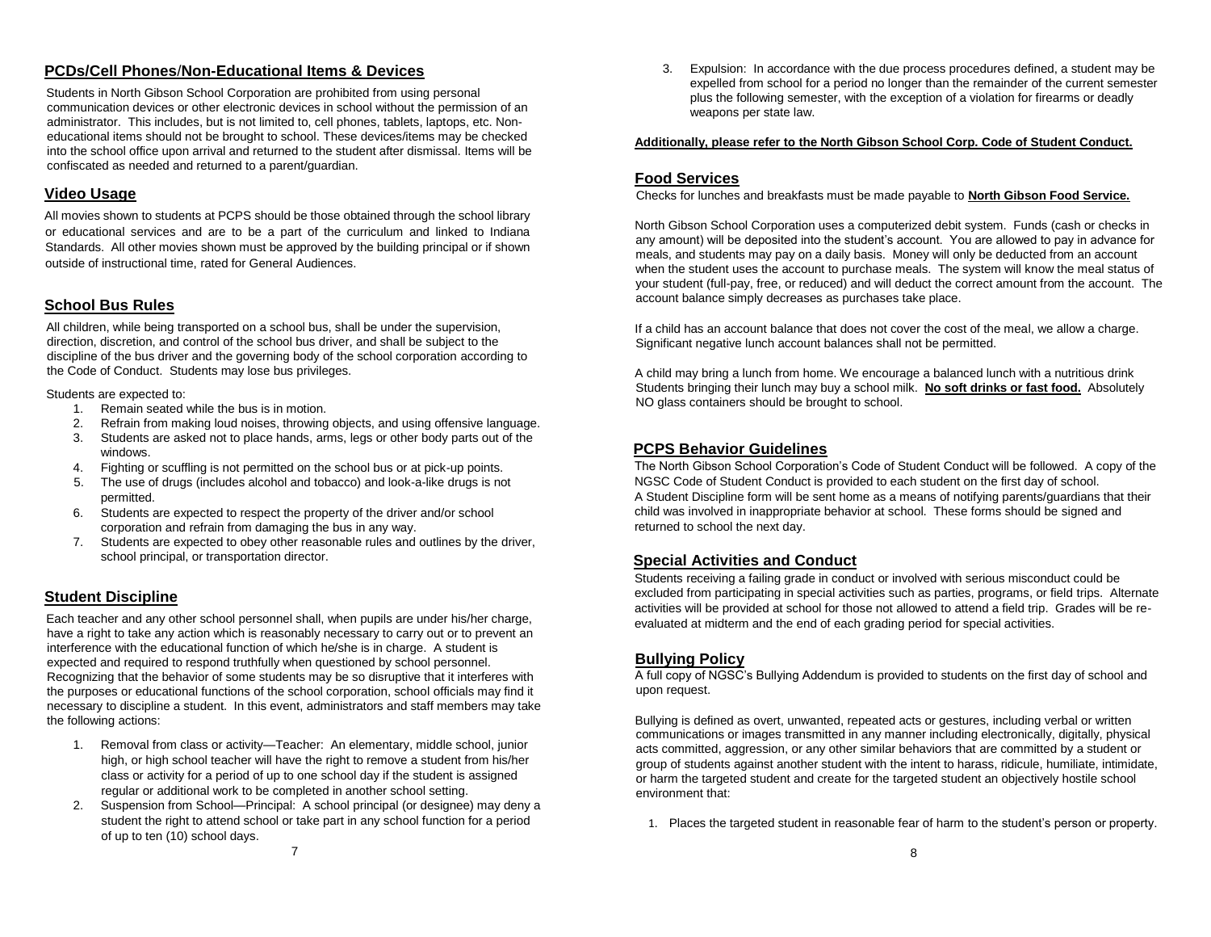## PCDs/Cell Phones/Non-Educational Items & Devices

Students in North Gibson School Corporation are prohibited from using personal communication devices or other electronic devices in school without the permission of an administrator. This includes, but is not limited to, cell phones, tablets, laptops, etc. Non-educational items should not be brought to school. These devices/items may be checked into the school office upon arrival and returned to the student after dismissal. Items will be confiscated as needed and returned to a parent/guardian.

## Video Usage

All movies shown to students at PCPS should be those obtained through the school library or educational services and are to be a part of the curriculum and linked to Indiana Standards. All other movies shown must be approved by the building principal or if shown outside of instructional time, rated for General Audiences.

## School Bus Rules

All children, while being transported on a school bus, shall be under the supervision, direction, discretion, and control of the school bus driver, and shall be subject to the discipline of the bus driver and the governing body of the school corporation according to the Code of Conduct. Students may lose bus privileges.

Students are expected to:

1. Remain seated while the bus is in motion.
2. Refrain from making loud noises, throwing objects, and using offensive language.
3. Students are asked not to place hands, arms, legs or other body parts out of the windows.
4. Fighting or scuffling is not permitted on the school bus or at pick-up points.
5. The use of drugs (includes alcohol and tobacco) and look-a-like drugs is not permitted.
6. Students are expected to respect the property of the driver and/or school corporation and refrain from damaging the bus in any way.
7. Students are expected to obey other reasonable rules and outlines by the driver, school principal, or transportation director.

## Student Discipline

Each teacher and any other school personnel shall, when pupils are under his/her charge, have a right to take any action which is reasonably necessary to carry out or to prevent an interference with the educational function of which he/she is in charge. A student is expected and required to respond truthfully when questioned by school personnel. Recognizing that the behavior of some students may be so disruptive that it interferes with the purposes or educational functions of the school corporation, school officials may find it necessary to discipline a student. In this event, administrators and staff members may take the following actions:

1. Removal from class or activity—Teacher: An elementary, middle school, junior high, or high school teacher will have the right to remove a student from his/her class or activity for a period of up to one school day if the student is assigned regular or additional work to be completed in another school setting.
2. Suspension from School—Principal: A school principal (or designee) may deny a student the right to attend school or take part in any school function for a period of up to ten (10) school days.
3. Expulsion: In accordance with the due process procedures defined, a student may be expelled from school for a period no longer than the remainder of the current semester plus the following semester, with the exception of a violation for firearms or deadly weapons per state law.

**Additionally, please refer to the North Gibson School Corp. Code of Student Conduct.**

## Food Services

Checks for lunches and breakfasts must be made payable to **North Gibson Food Service.**

North Gibson School Corporation uses a computerized debit system. Funds (cash or checks in any amount) will be deposited into the student's account. You are allowed to pay in advance for meals, and students may pay on a daily basis. Money will only be deducted from an account when the student uses the account to purchase meals. The system will know the meal status of your student (full-pay, free, or reduced) and will deduct the correct amount from the account. The account balance simply decreases as purchases take place.

If a child has an account balance that does not cover the cost of the meal, we allow a charge. Significant negative lunch account balances shall not be permitted.

A child may bring a lunch from home. We encourage a balanced lunch with a nutritious drink Students bringing their lunch may buy a school milk. **No soft drinks or fast food.** Absolutely NO glass containers should be brought to school.

## PCPS Behavior Guidelines

The North Gibson School Corporation's Code of Student Conduct will be followed. A copy of the NGSC Code of Student Conduct is provided to each student on the first day of school. A Student Discipline form will be sent home as a means of notifying parents/guardians that their child was involved in inappropriate behavior at school. These forms should be signed and returned to school the next day.

## Special Activities and Conduct

Students receiving a failing grade in conduct or involved with serious misconduct could be excluded from participating in special activities such as parties, programs, or field trips. Alternate activities will be provided at school for those not allowed to attend a field trip. Grades will be re-evaluated at midterm and the end of each grading period for special activities.

## Bullying Policy

A full copy of NGSC's Bullying Addendum is provided to students on the first day of school and upon request.

Bullying is defined as overt, unwanted, repeated acts or gestures, including verbal or written communications or images transmitted in any manner including electronically, digitally, physical acts committed, aggression, or any other similar behaviors that are committed by a student or group of students against another student with the intent to harass, ridicule, humiliate, intimidate, or harm the targeted student and create for the targeted student an objectively hostile school environment that:

1. Places the targeted student in reasonable fear of harm to the student's person or property.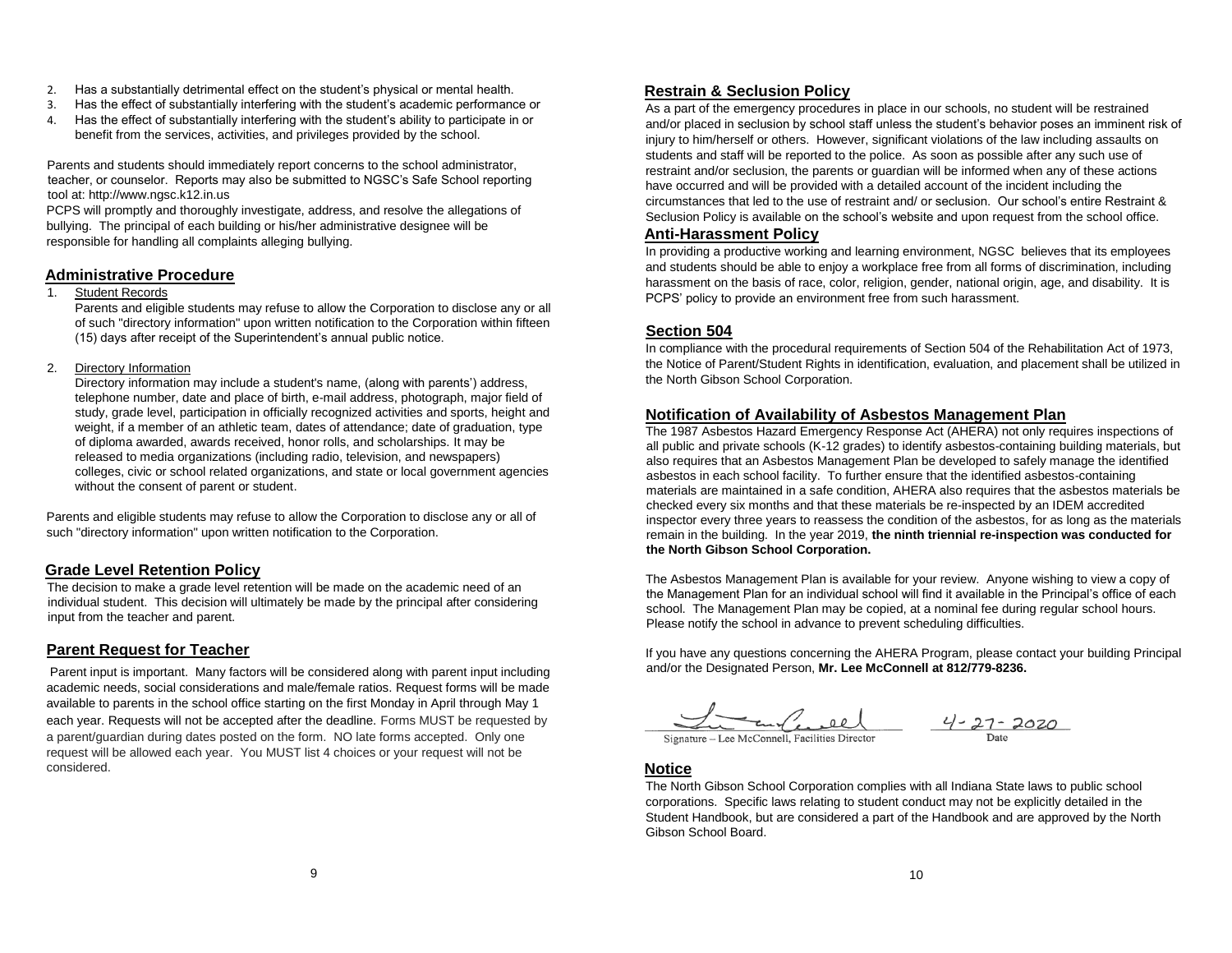2. Has a substantially detrimental effect on the student's physical or mental health.
3. Has the effect of substantially interfering with the student's academic performance or
4. Has the effect of substantially interfering with the student's ability to participate in or benefit from the services, activities, and privileges provided by the school.

Parents and students should immediately report concerns to the school administrator, teacher, or counselor. Reports may also be submitted to NGSC's Safe School reporting tool at: http://www.ngsc.k12.in.us
PCPS will promptly and thoroughly investigate, address, and resolve the allegations of bullying. The principal of each building or his/her administrative designee will be responsible for handling all complaints alleging bullying.

## Administrative Procedure

1. Student Records
   Parents and eligible students may refuse to allow the Corporation to disclose any or all of such "directory information" upon written notification to the Corporation within fifteen (15) days after receipt of the Superintendent's annual public notice.

2. Directory Information
   Directory information may include a student's name, (along with parents') address, telephone number, date and place of birth, e-mail address, photograph, major field of study, grade level, participation in officially recognized activities and sports, height and weight, if a member of an athletic team, dates of attendance; date of graduation, type of diploma awarded, awards received, honor rolls, and scholarships. It may be released to media organizations (including radio, television, and newspapers) colleges, civic or school related organizations, and state or local government agencies without the consent of parent or student.

Parents and eligible students may refuse to allow the Corporation to disclose any or all of such "directory information" upon written notification to the Corporation.

## Grade Level Retention Policy

The decision to make a grade level retention will be made on the academic need of an individual student. This decision will ultimately be made by the principal after considering input from the teacher and parent.

## Parent Request for Teacher

Parent input is important. Many factors will be considered along with parent input including academic needs, social considerations and male/female ratios. Request forms will be made available to parents in the school office starting on the first Monday in April through May 1 each year. Requests will not be accepted after the deadline. Forms MUST be requested by a parent/guardian during dates posted on the form. NO late forms accepted. Only one request will be allowed each year. You MUST list 4 choices or your request will not be considered.

## Restrain & Seclusion Policy

As a part of the emergency procedures in place in our schools, no student will be restrained and/or placed in seclusion by school staff unless the student's behavior poses an imminent risk of injury to him/herself or others. However, significant violations of the law including assaults on students and staff will be reported to the police. As soon as possible after any such use of restraint and/or seclusion, the parents or guardian will be informed when any of these actions have occurred and will be provided with a detailed account of the incident including the circumstances that led to the use of restraint and/ or seclusion. Our school's entire Restraint & Seclusion Policy is available on the school's website and upon request from the school office.

## Anti-Harassment Policy

In providing a productive working and learning environment, NGSC believes that its employees and students should be able to enjoy a workplace free from all forms of discrimination, including harassment on the basis of race, color, religion, gender, national origin, age, and disability. It is PCPS' policy to provide an environment free from such harassment.

## Section 504

In compliance with the procedural requirements of Section 504 of the Rehabilitation Act of 1973, the Notice of Parent/Student Rights in identification, evaluation, and placement shall be utilized in the North Gibson School Corporation.

## Notification of Availability of Asbestos Management Plan

The 1987 Asbestos Hazard Emergency Response Act (AHERA) not only requires inspections of all public and private schools (K-12 grades) to identify asbestos-containing building materials, but also requires that an Asbestos Management Plan be developed to safely manage the identified asbestos in each school facility. To further ensure that the identified asbestos-containing materials are maintained in a safe condition, AHERA also requires that the asbestos materials be checked every six months and that these materials be re-inspected by an IDEM accredited inspector every three years to reassess the condition of the asbestos, for as long as the materials remain in the building. In the year 2019, **the ninth triennial re-inspection was conducted for the North Gibson School Corporation.**

The Asbestos Management Plan is available for your review. Anyone wishing to view a copy of the Management Plan for an individual school will find it available in the Principal's office of each school. The Management Plan may be copied, at a nominal fee during regular school hours. Please notify the school in advance to prevent scheduling difficulties.

If you have any questions concerning the AHERA Program, please contact your building Principal and/or the Designated Person, **Mr. Lee McConnell at 812/779-8236.**

Signature – Lee McConnell, Facilities Director 4-27-2020
Date

## Notice

The North Gibson School Corporation complies with all Indiana State laws to public school corporations. Specific laws relating to student conduct may not be explicitly detailed in the Student Handbook, but are considered a part of the Handbook and are approved by the North Gibson School Board.